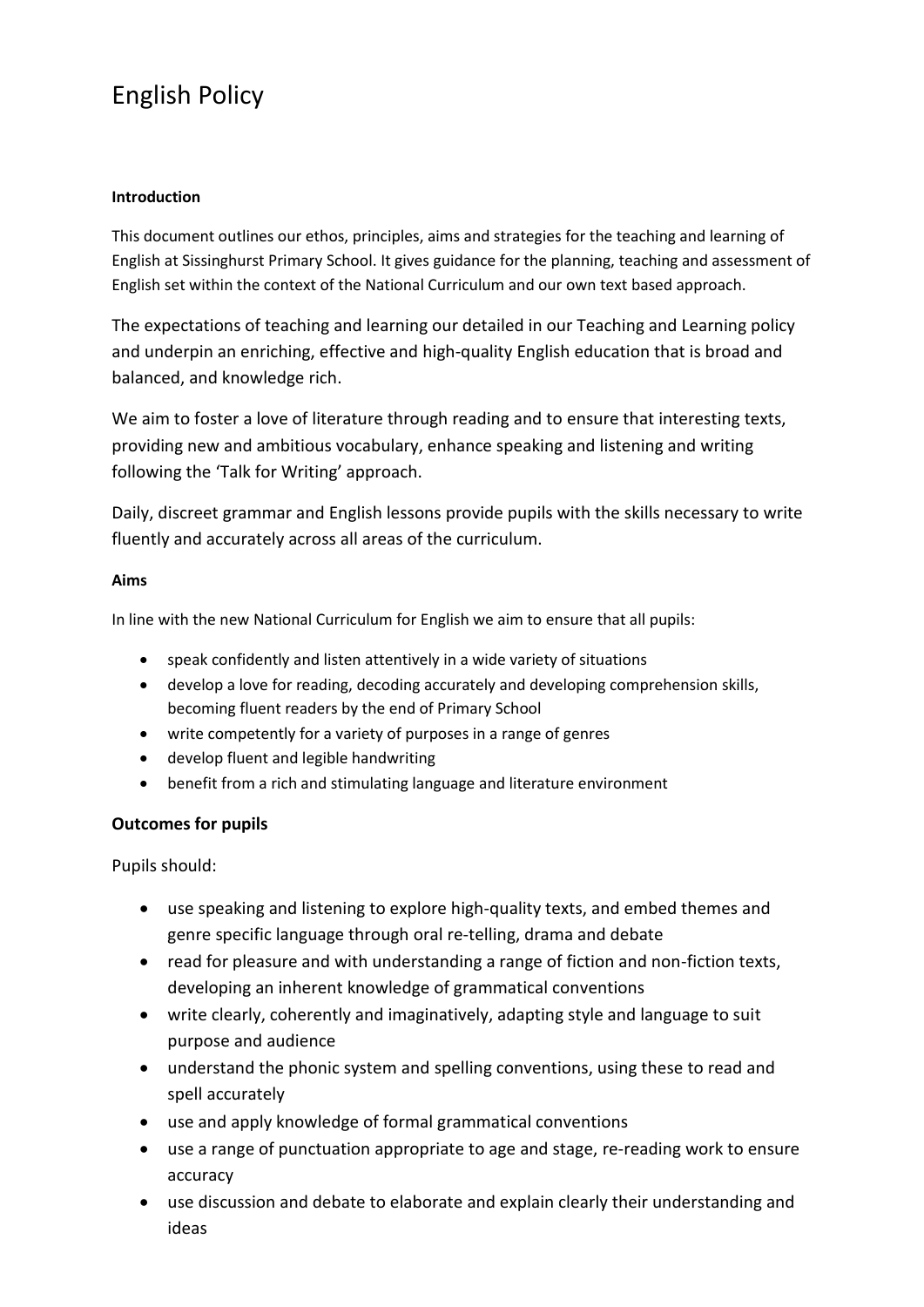# English Policy

**Introduction**

This document outlines our ethos, principles, aims and strategies for the teaching and learning of English at Sissinghurst Primary School. It gives guidance for the planning, teaching and assessment of English set within the context of the National Curriculum and our own text based approach.

The expectations of teaching and learning our detailed in our Teaching and Learning policy and underpin an enriching, effective and high-quality English education that is broad and balanced, and knowledge rich.

We aim to foster a love of literature through reading and to ensure that interesting texts, providing new and ambitious vocabulary, enhance speaking and listening and writing following the 'Talk for Writing' approach.

Daily, discreet grammar and English lessons provide pupils with the skills necessary to write fluently and accurately across all areas of the curriculum.

**Aims**

In line with the new National Curriculum for English we aim to ensure that all pupils:

- speak confidently and listen attentively in a wide variety of situations
- develop a love for reading, decoding accurately and developing comprehension skills, becoming fluent readers by the end of Primary School
- write competently for a variety of purposes in a range of genres
- develop fluent and legible handwriting
- benefit from a rich and stimulating language and literature environment

**Outcomes for pupils**

Pupils should:

- use speaking and listening to explore high-quality texts, and embed themes and genre specific language through oral re-telling, drama and debate
- read for pleasure and with understanding a range of fiction and non-fiction texts, developing an inherent knowledge of grammatical conventions
- write clearly, coherently and imaginatively, adapting style and language to suit purpose and audience
- understand the phonic system and spelling conventions, using these to read and spell accurately
- use and apply knowledge of formal grammatical conventions
- use a range of punctuation appropriate to age and stage, re-reading work to ensure accuracy
- use discussion and debate to elaborate and explain clearly their understanding and ideas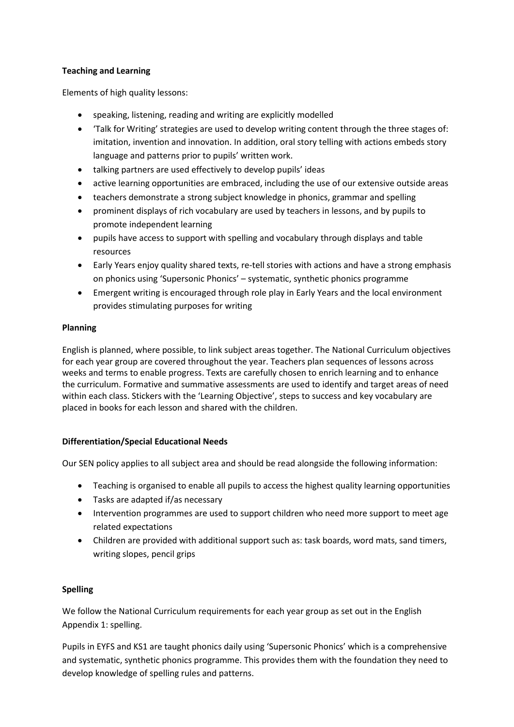**Teaching and Learning**

Elements of high quality lessons:

- speaking, listening, reading and writing are explicitly modelled
- 'Talk for Writing' strategies are used to develop writing content through the three stages of: imitation, invention and innovation. In addition, oral story telling with actions embeds story language and patterns prior to pupils' written work.
- talking partners are used effectively to develop pupils' ideas
- active learning opportunities are embraced, including the use of our extensive outside areas
- teachers demonstrate a strong subject knowledge in phonics, grammar and spelling
- prominent displays of rich vocabulary are used by teachers in lessons, and by pupils to promote independent learning
- pupils have access to support with spelling and vocabulary through displays and table resources
- Early Years enjoy quality shared texts, re-tell stories with actions and have a strong emphasis on phonics using 'Supersonic Phonics' – systematic, synthetic phonics programme
- Emergent writing is encouraged through role play in Early Years and the local environment provides stimulating purposes for writing

**Planning**

English is planned, where possible, to link subject areas together. The National Curriculum objectives for each year group are covered throughout the year. Teachers plan sequences of lessons across weeks and terms to enable progress. Texts are carefully chosen to enrich learning and to enhance the curriculum. Formative and summative assessments are used to identify and target areas of need within each class. Stickers with the 'Learning Objective', steps to success and key vocabulary are placed in books for each lesson and shared with the children.

**Differentiation/Special Educational Needs**

Our SEN policy applies to all subject area and should be read alongside the following information:

- Teaching is organised to enable all pupils to access the highest quality learning opportunities
- Tasks are adapted if/as necessary
- Intervention programmes are used to support children who need more support to meet age related expectations
- Children are provided with additional support such as: task boards, word mats, sand timers, writing slopes, pencil grips

**Spelling**

We follow the National Curriculum requirements for each year group as set out in the English Appendix 1: spelling.

Pupils in EYFS and KS1 are taught phonics daily using 'Supersonic Phonics' which is a comprehensive and systematic, synthetic phonics programme. This provides them with the foundation they need to develop knowledge of spelling rules and patterns.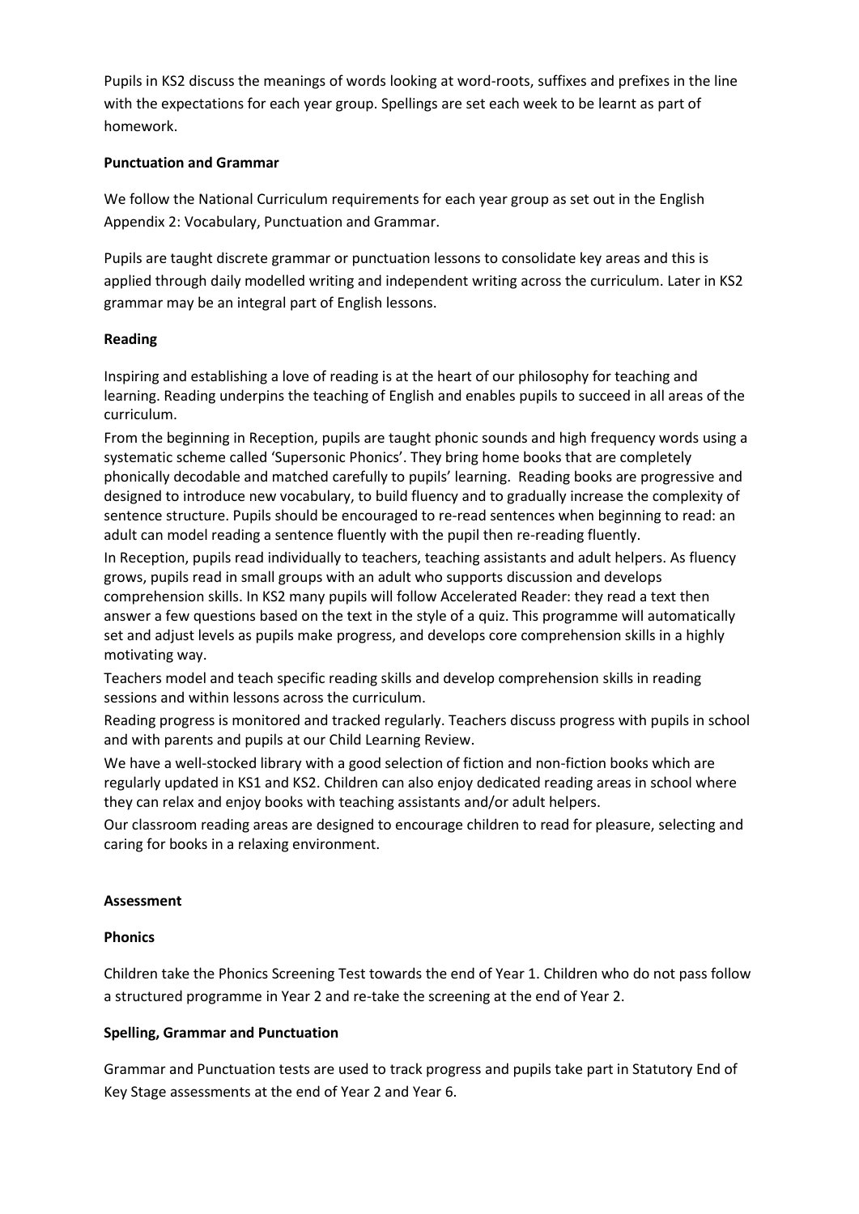Pupils in KS2 discuss the meanings of words looking at word-roots, suffixes and prefixes in the line with the expectations for each year group. Spellings are set each week to be learnt as part of homework.

**Punctuation and Grammar**

We follow the National Curriculum requirements for each year group as set out in the English Appendix 2: Vocabulary, Punctuation and Grammar.

Pupils are taught discrete grammar or punctuation lessons to consolidate key areas and this is applied through daily modelled writing and independent writing across the curriculum. Later in KS2 grammar may be an integral part of English lessons.

**Reading**

Inspiring and establishing a love of reading is at the heart of our philosophy for teaching and learning. Reading underpins the teaching of English and enables pupils to succeed in all areas of the curriculum.

From the beginning in Reception, pupils are taught phonic sounds and high frequency words using a systematic scheme called 'Supersonic Phonics'. They bring home books that are completely phonically decodable and matched carefully to pupils' learning. Reading books are progressive and designed to introduce new vocabulary, to build fluency and to gradually increase the complexity of sentence structure. Pupils should be encouraged to re-read sentences when beginning to read: an adult can model reading a sentence fluently with the pupil then re-reading fluently.

In Reception, pupils read individually to teachers, teaching assistants and adult helpers. As fluency grows, pupils read in small groups with an adult who supports discussion and develops comprehension skills. In KS2 many pupils will follow Accelerated Reader: they read a text then answer a few questions based on the text in the style of a quiz. This programme will automatically set and adjust levels as pupils make progress, and develops core comprehension skills in a highly motivating way.

Teachers model and teach specific reading skills and develop comprehension skills in reading sessions and within lessons across the curriculum.

Reading progress is monitored and tracked regularly. Teachers discuss progress with pupils in school and with parents and pupils at our Child Learning Review.

We have a well-stocked library with a good selection of fiction and non-fiction books which are regularly updated in KS1 and KS2. Children can also enjoy dedicated reading areas in school where they can relax and enjoy books with teaching assistants and/or adult helpers.

Our classroom reading areas are designed to encourage children to read for pleasure, selecting and caring for books in a relaxing environment.

**Assessment**

**Phonics**

Children take the Phonics Screening Test towards the end of Year 1. Children who do not pass follow a structured programme in Year 2 and re-take the screening at the end of Year 2.

**Spelling, Grammar and Punctuation**

Grammar and Punctuation tests are used to track progress and pupils take part in Statutory End of Key Stage assessments at the end of Year 2 and Year 6.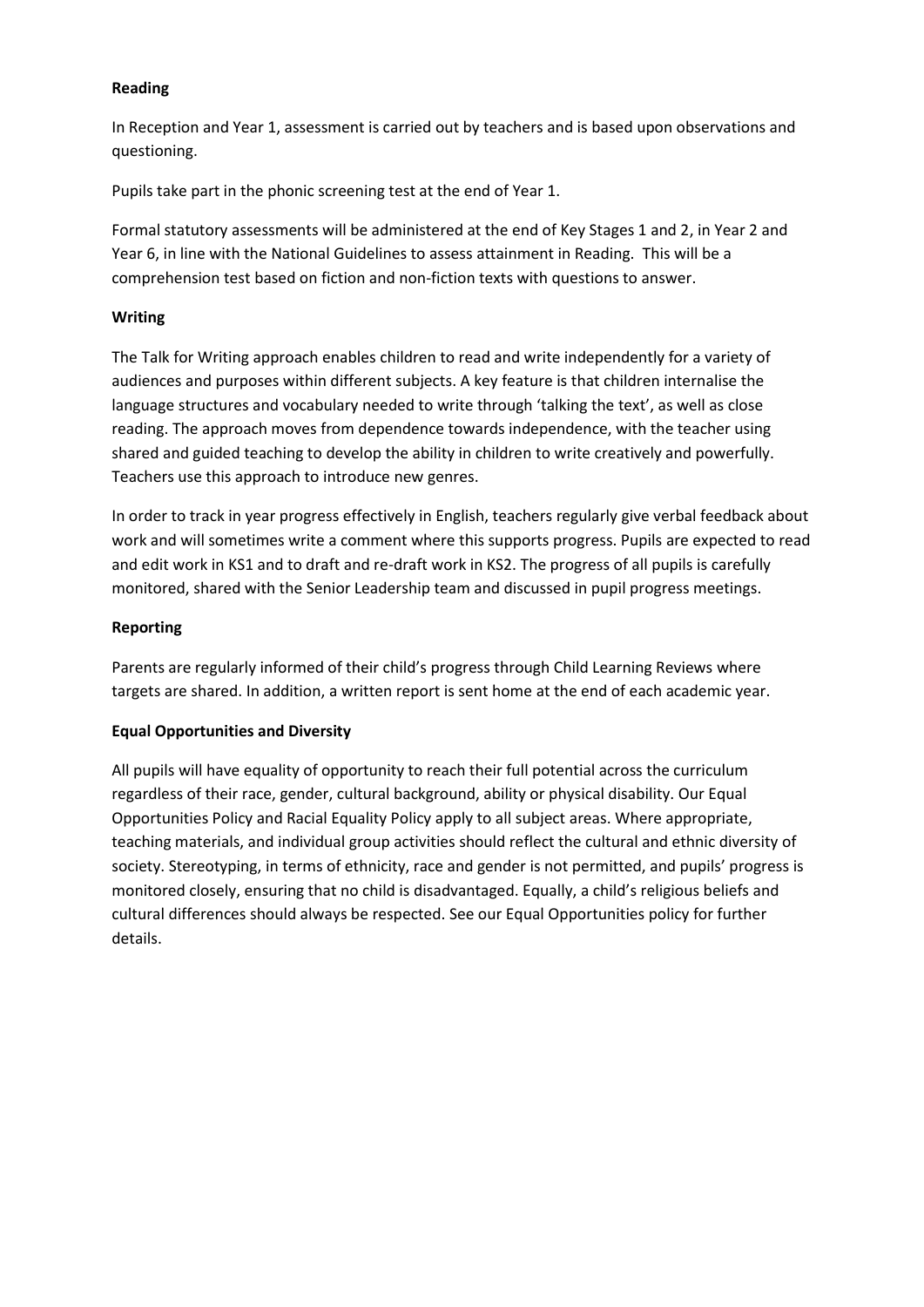**Reading**

In Reception and Year 1, assessment is carried out by teachers and is based upon observations and questioning.

Pupils take part in the phonic screening test at the end of Year 1.

Formal statutory assessments will be administered at the end of Key Stages 1 and 2, in Year 2 and Year 6, in line with the National Guidelines to assess attainment in Reading. This will be a comprehension test based on fiction and non-fiction texts with questions to answer.

**Writing**

The Talk for Writing approach enables children to read and write independently for a variety of audiences and purposes within different subjects. A key feature is that children internalise the language structures and vocabulary needed to write through 'talking the text', as well as close reading. The approach moves from dependence towards independence, with the teacher using shared and guided teaching to develop the ability in children to write creatively and powerfully. Teachers use this approach to introduce new genres.

In order to track in year progress effectively in English, teachers regularly give verbal feedback about work and will sometimes write a comment where this supports progress. Pupils are expected to read and edit work in KS1 and to draft and re-draft work in KS2. The progress of all pupils is carefully monitored, shared with the Senior Leadership team and discussed in pupil progress meetings.

**Reporting**

Parents are regularly informed of their child's progress through Child Learning Reviews where targets are shared. In addition, a written report is sent home at the end of each academic year.

**Equal Opportunities and Diversity**

All pupils will have equality of opportunity to reach their full potential across the curriculum regardless of their race, gender, cultural background, ability or physical disability. Our Equal Opportunities Policy and Racial Equality Policy apply to all subject areas. Where appropriate, teaching materials, and individual group activities should reflect the cultural and ethnic diversity of society. Stereotyping, in terms of ethnicity, race and gender is not permitted, and pupils' progress is monitored closely, ensuring that no child is disadvantaged. Equally, a child's religious beliefs and cultural differences should always be respected. See our Equal Opportunities policy for further details.